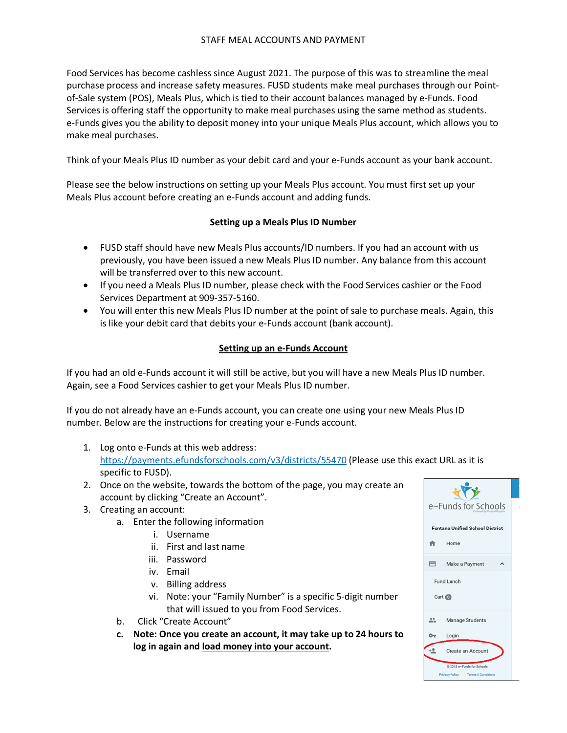# STAFF MEAL ACCOUNTS AND PAYMENT

Food Services has become cashless since August 2021. The purpose of this was to streamline the meal purchase process and increase safety measures. FUSD students make meal purchases through our Point-of-Sale system (POS), Meals Plus, which is tied to their account balances managed by e-Funds. Food Services is offering staff the opportunity to make meal purchases using the same method as students. e-Funds gives you the ability to deposit money into your unique Meals Plus account, which allows you to make meal purchases.

Think of your Meals Plus ID number as your debit card and your e-Funds account as your bank account.

Please see the below instructions on setting up your Meals Plus account. You must first set up your Meals Plus account before creating an e-Funds account and adding funds.

## Setting up a Meals Plus ID Number

- FUSD staff should have new Meals Plus accounts/ID numbers. If you had an account with us previously, you have been issued a new Meals Plus ID number. Any balance from this account will be transferred over to this new account.
- If you need a Meals Plus ID number, please check with the Food Services cashier or the Food Services Department at 909-357-5160.
- You will enter this new Meals Plus ID number at the point of sale to purchase meals. Again, this is like your debit card that debits your e-Funds account (bank account).

## Setting up an e-Funds Account

If you had an old e-Funds account it will still be active, but you will have a new Meals Plus ID number. Again, see a Food Services cashier to get your Meals Plus ID number.

If you do not already have an e-Funds account, you can create one using your new Meals Plus ID number. Below are the instructions for creating your e-Funds account.

1. Log onto e-Funds at this web address: [https://payments.efundsforschools.com/v3/districts/55470](https://payments.efundsforschools.com/v3/districts/55470) (Please use this exact URL as it is specific to FUSD).
2. Once on the website, towards the bottom of the page, you may create an account by clicking "Create an Account".
3. Creating an account:
   a. Enter the following information
      i. Username
      ii. First and last name
      iii. Password
      iv. Email
      v. Billing address
      vi. Note: your "Family Number" is a specific 5-digit number that will issued to you from Food Services.
   b. Click "Create Account"
   c. **Note: Once you create an account, it may take up to 24 hours to log in again and <u>load money into your account</u>.**

e~Funds for Schools

Fontana Unified School District

Home

Make a Payment

Fund Lunch

Cart 0

Manage Students

Login

Create an Account

© 2018 e~Funds for Schools

Privacy Policy Terms & Conditions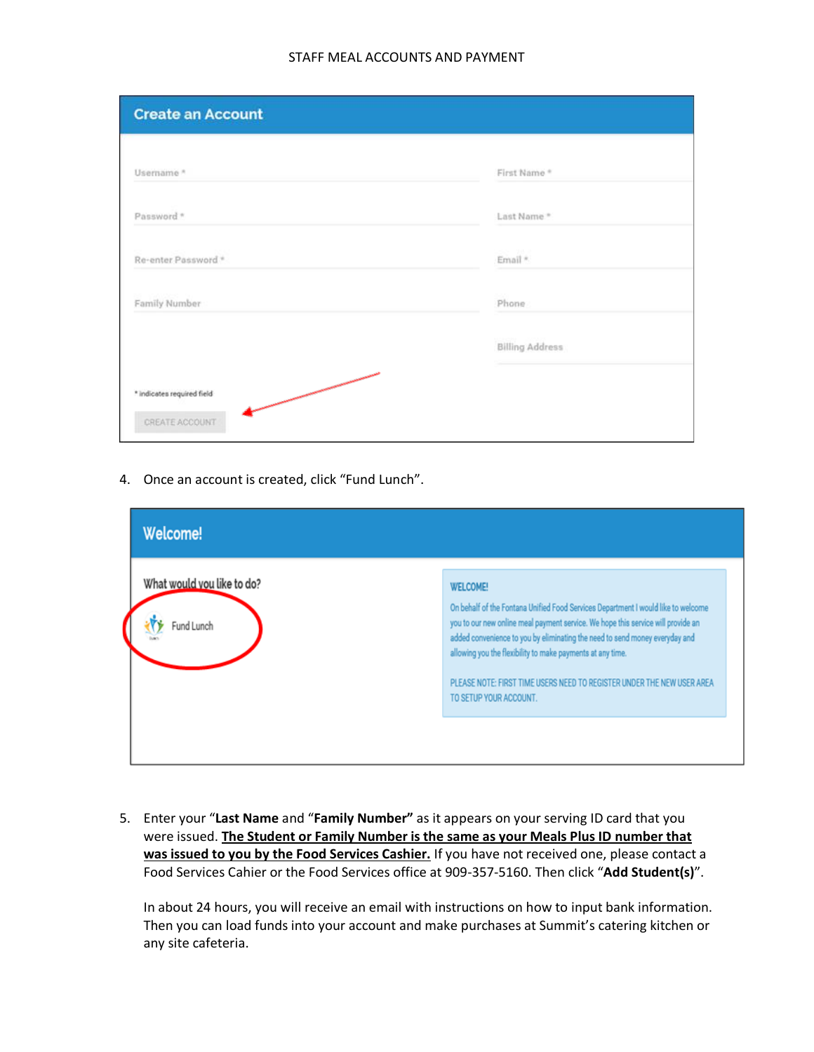Create an Account

Username *

Password *

Re-enter Password *

Family Number

First Name *

Last Name *

Email *

Phone

Billing Address

* indicates required field

CREATE ACCOUNT

4. Once an account is created, click "Fund Lunch".

Welcome!

What would you like to do?

Fund Lunch

WELCOME!

On behalf of the Fontana Unified Food Services Department I would like to welcome you to our new online meal payment service. We hope this service will provide an added convenience to you by eliminating the need to send money everyday and allowing you the flexibility to make payments at any time.

PLEASE NOTE: FIRST TIME USERS NEED TO REGISTER UNDER THE NEW USER AREA TO SETUP YOUR ACCOUNT.

5. Enter your "**Last Name** and "**Family Number"** as it appears on your serving ID card that you were issued. **<u>The Student or Family Number is the same as your Meals Plus ID number that was issued to you by the Food Services Cashier.</u>** If you have not received one, please contact a Food Services Cahier or the Food Services office at 909-357-5160. Then click "**Add Student(s)**".

   In about 24 hours, you will receive an email with instructions on how to input bank information. Then you can load funds into your account and make purchases at Summit's catering kitchen or any site cafeteria.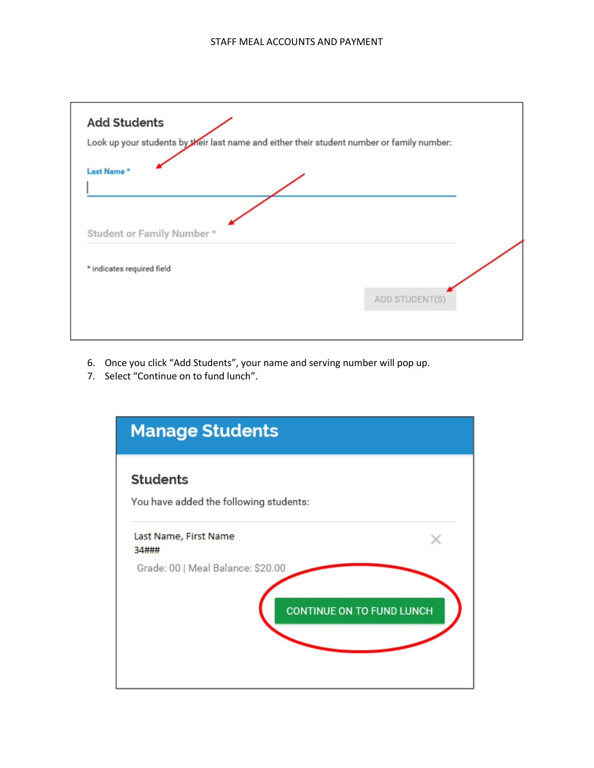## Add Students

Look up your students by their last name and either their student number or family number:

Last Name *

Student or Family Number *

* indicates required field

ADD STUDENT(S)

6. Once you click "Add Students", your name and serving number will pop up.
7. Select "Continue on to fund lunch".

## Manage Students

### Students

You have added the following students:

Last Name, First Name
34###

Grade: 00 | Meal Balance: $20.00

CONTINUE ON TO FUND LUNCH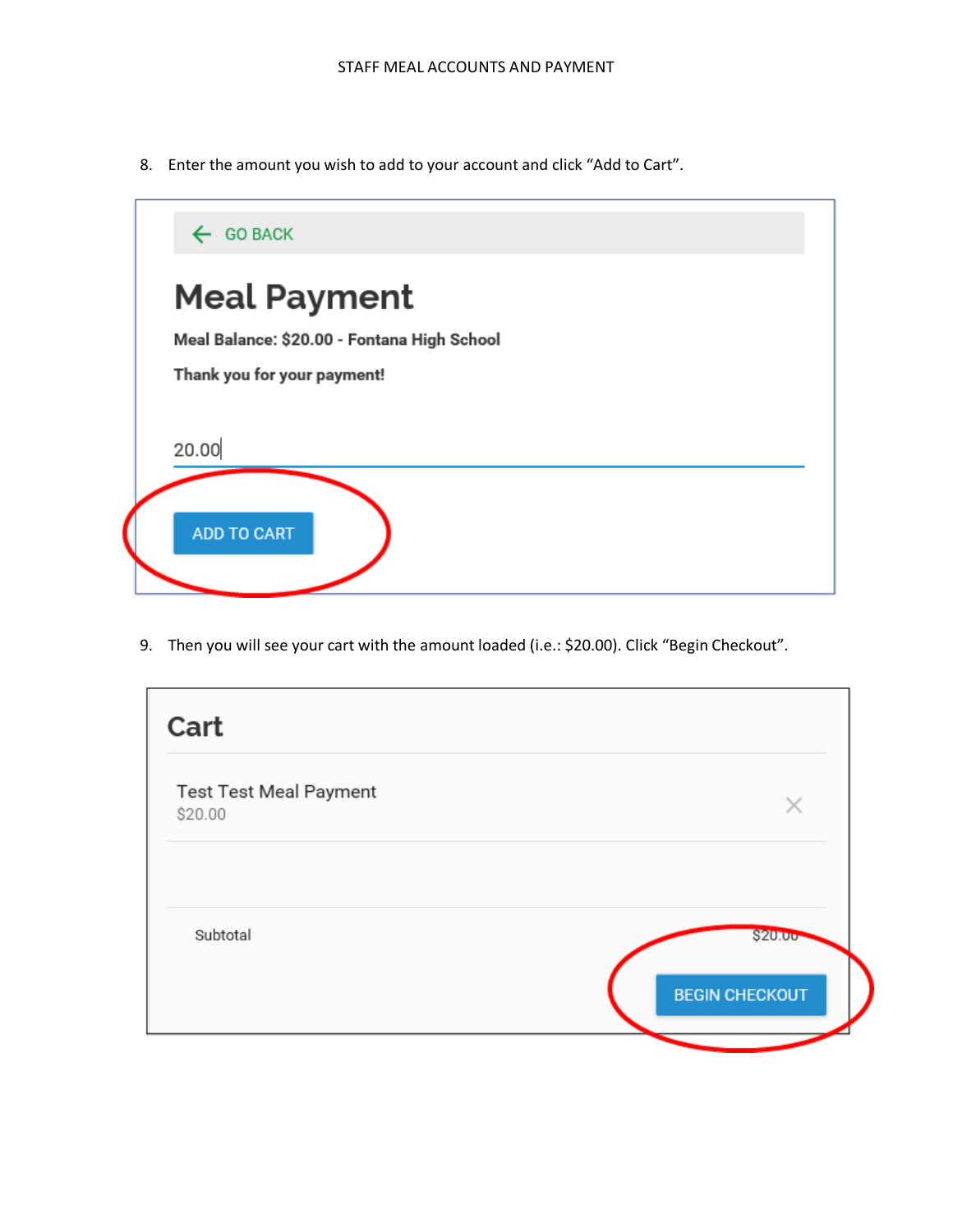8. Enter the amount you wish to add to your account and click “Add to Cart”.

GO BACK

# Meal Payment

**Meal Balance: $20.00 - Fontana High School**

**Thank you for your payment!**

20.00

ADD TO CART

9. Then you will see your cart with the amount loaded (i.e.: $20.00). Click “Begin Checkout”.

## Cart

Test Test Meal Payment
$20.00

Subtotal $20.00

BEGIN CHECKOUT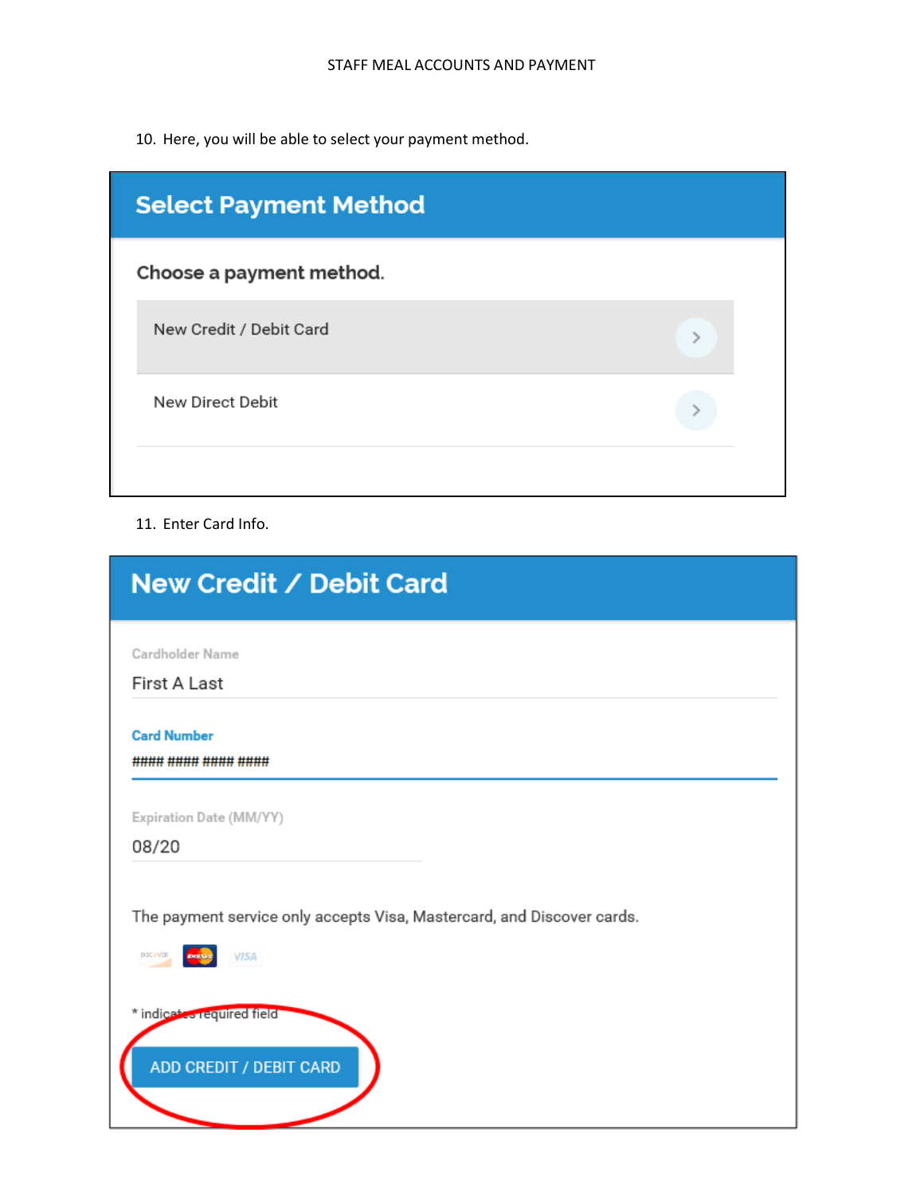10. Here, you will be able to select your payment method.

## Select Payment Method

**Choose a payment method.**

New Credit / Debit Card

New Direct Debit

11. Enter Card Info.

## New Credit / Debit Card

Cardholder Name

First A Last

Card Number

#### #### #### ####

Expiration Date (MM/YY)

08/20

The payment service only accepts Visa, Mastercard, and Discover cards.

* indicates required field

ADD CREDIT / DEBIT CARD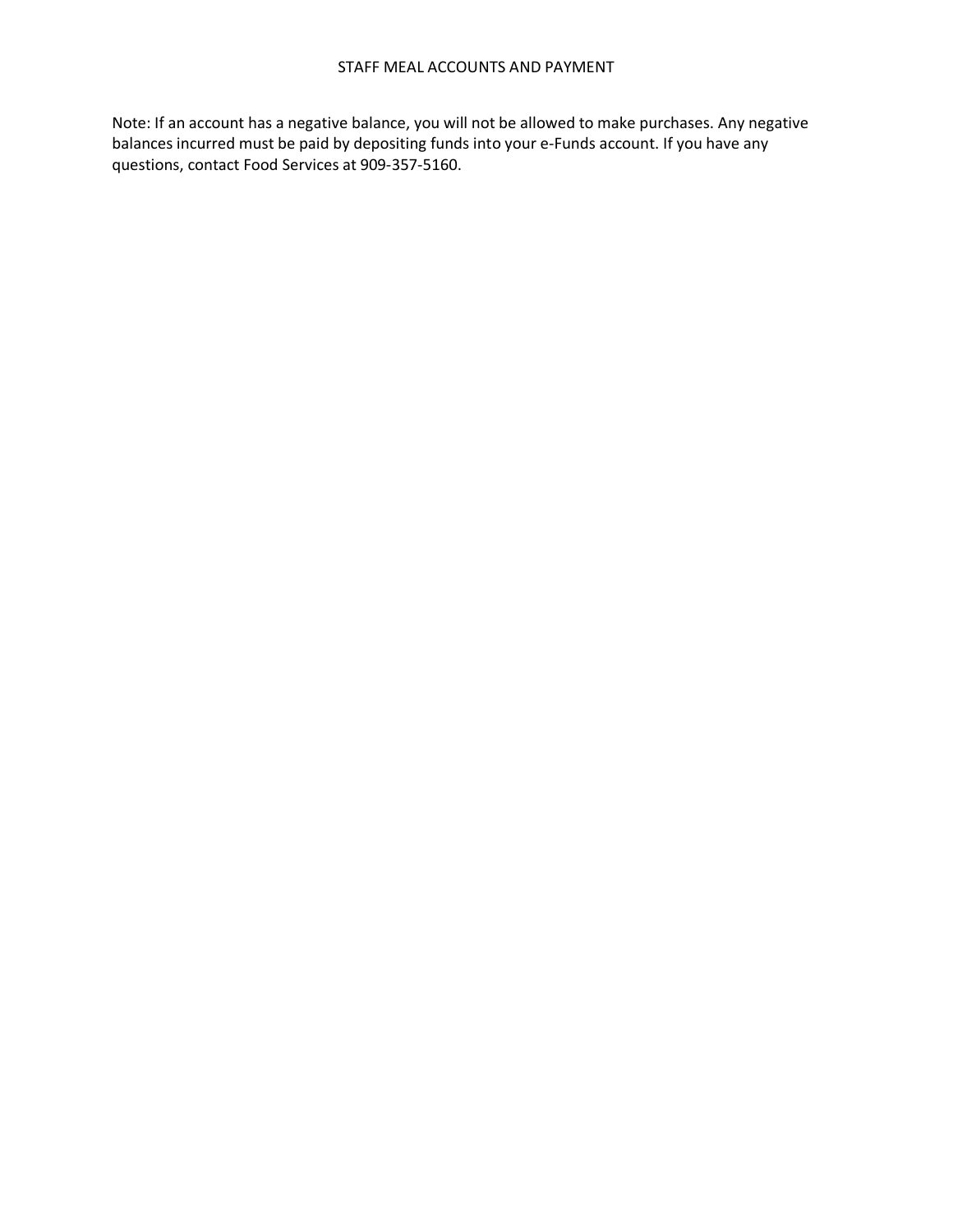# STAFF MEAL ACCOUNTS AND PAYMENT

Note: If an account has a negative balance, you will not be allowed to make purchases. Any negative balances incurred must be paid by depositing funds into your e-Funds account. If you have any questions, contact Food Services at 909-357-5160.